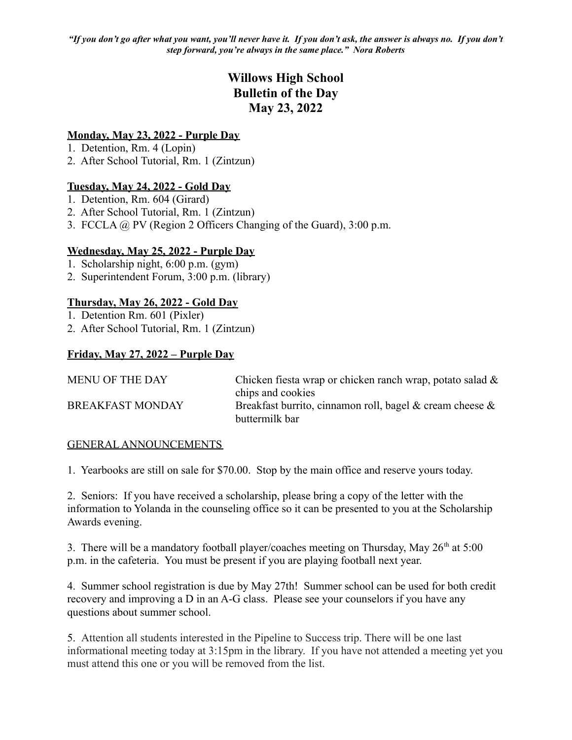***"If you don't go after what you want, you'll never have it. If you don't ask, the answer is always no. If you don't step forward, you're always in the same place." Nora Roberts***

# Willows High School
# Bulletin of the Day
# May 23, 2022

**Monday, May 23, 2022 - Purple Day**

1. Detention, Rm. 4 (Lopin)
2. After School Tutorial, Rm. 1 (Zintzun)

**Tuesday, May 24, 2022 - Gold Day**

1. Detention, Rm. 604 (Girard)
2. After School Tutorial, Rm. 1 (Zintzun)
3. FCCLA @ PV (Region 2 Officers Changing of the Guard), 3:00 p.m.

**Wednesday, May 25, 2022 - Purple Day**

1. Scholarship night, 6:00 p.m. (gym)
2. Superintendent Forum, 3:00 p.m. (library)

**Thursday, May 26, 2022 - Gold Day**

1. Detention Rm. 601 (Pixler)
2. After School Tutorial, Rm. 1 (Zintzun)

**Friday, May 27, 2022 – Purple Day**

| | |
|---|---|
| MENU OF THE DAY | Chicken fiesta wrap or chicken ranch wrap, potato salad & chips and cookies |
| BREAKFAST MONDAY | Breakfast burrito, cinnamon roll, bagel & cream cheese & buttermilk bar |

GENERAL ANNOUNCEMENTS

1. Yearbooks are still on sale for $70.00. Stop by the main office and reserve yours today.

2. Seniors: If you have received a scholarship, please bring a copy of the letter with the information to Yolanda in the counseling office so it can be presented to you at the Scholarship Awards evening.

3. There will be a mandatory football player/coaches meeting on Thursday, May 26th at 5:00 p.m. in the cafeteria. You must be present if you are playing football next year.

4. Summer school registration is due by May 27th! Summer school can be used for both credit recovery and improving a D in an A-G class. Please see your counselors if you have any questions about summer school.

5. Attention all students interested in the Pipeline to Success trip. There will be one last informational meeting today at 3:15pm in the library. If you have not attended a meeting yet you must attend this one or you will be removed from the list.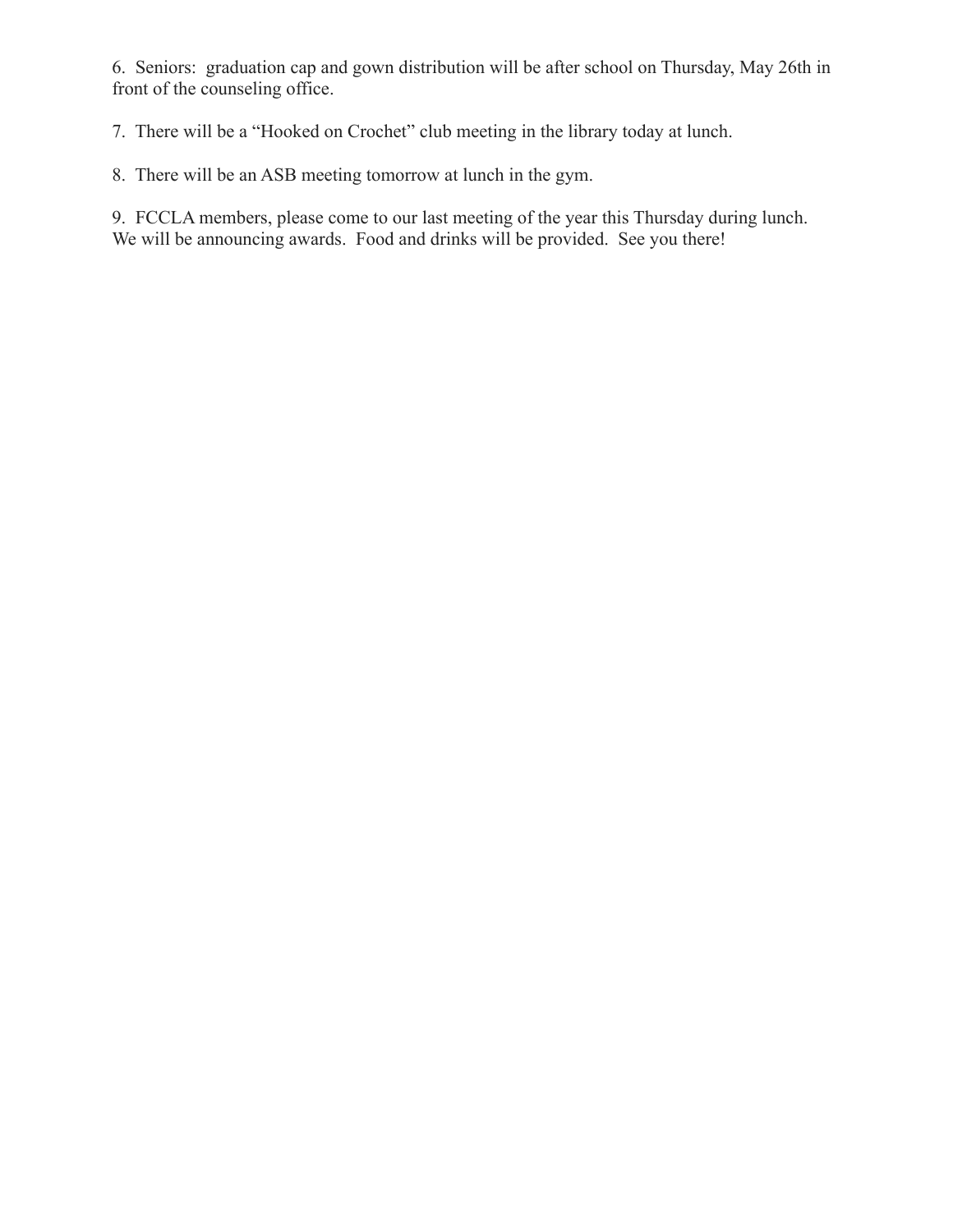6. Seniors: graduation cap and gown distribution will be after school on Thursday, May 26th in front of the counseling office.

7. There will be a "Hooked on Crochet" club meeting in the library today at lunch.

8. There will be an ASB meeting tomorrow at lunch in the gym.

9. FCCLA members, please come to our last meeting of the year this Thursday during lunch. We will be announcing awards. Food and drinks will be provided. See you there!